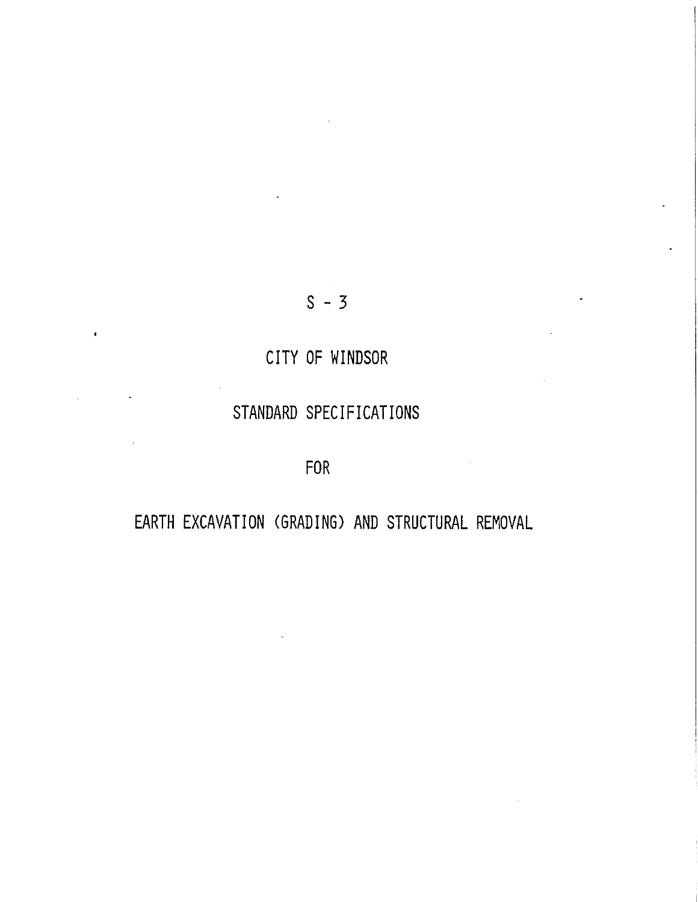# S - 3

## CITY OF WINDSOR

## STANDARD SPECIFICATIONS

## FOR

## EARTH EXCAVATION (GRADING) AND STRUCTURAL REMOVAL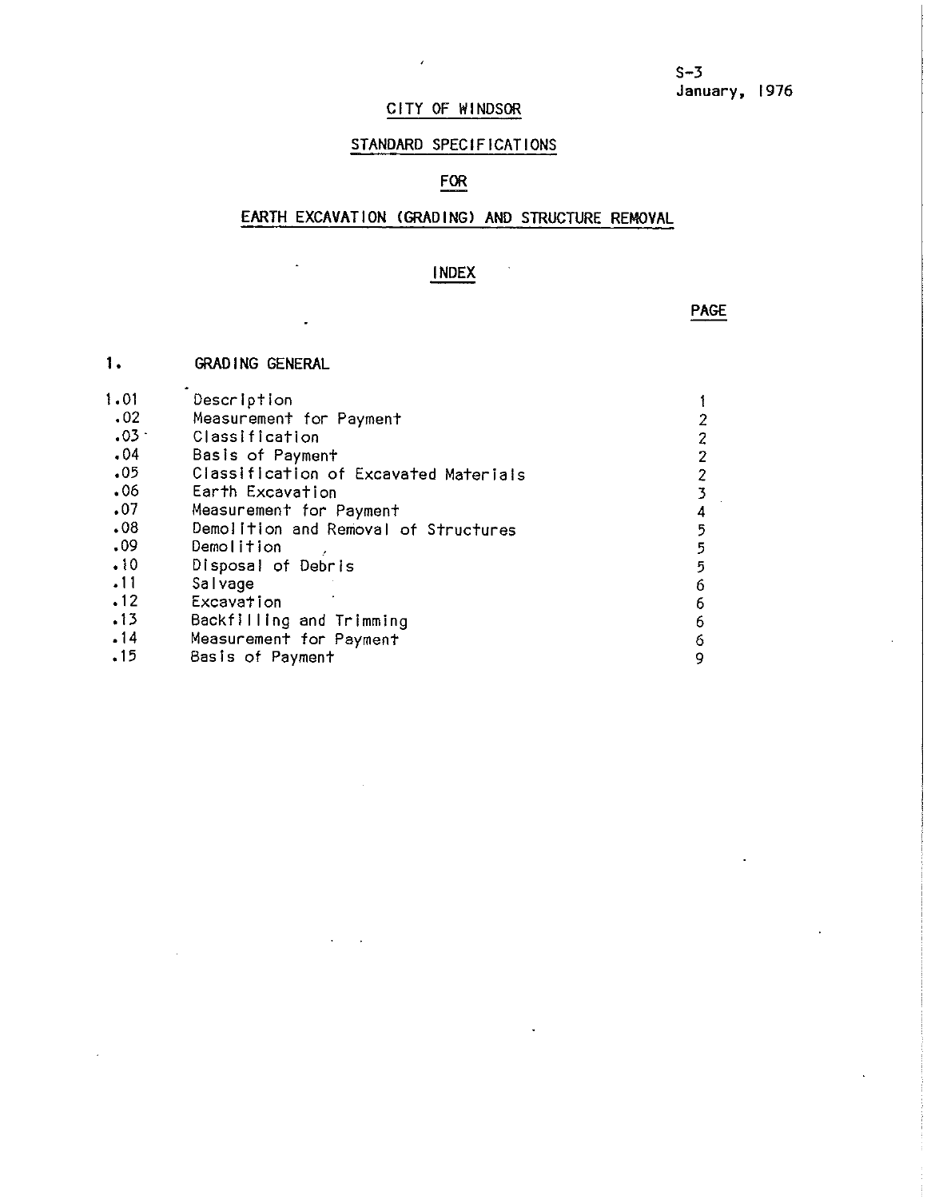S-3
January, 1976

# CITY OF WINDSOR

## STANDARD SPECIFICATIONS

## FOR

## EARTH EXCAVATION (GRADING) AND STRUCTURE REMOVAL

### INDEX

| | | PAGE |
|---|---|---|
| 1. | GRADING GENERAL | |
| 1.01 | Description | 1 |
| .02 | Measurement for Payment | 2 |
| .03 | Classification | 2 |
| .04 | Basis of Payment | 2 |
| .05 | Classification of Excavated Materials | 2 |
| .06 | Earth Excavation | 3 |
| .07 | Measurement for Payment | 4 |
| .08 | Demolition and Removal of Structures | 5 |
| .09 | Demolition | 5 |
| .10 | Disposal of Debris | 5 |
| .11 | Salvage | 6 |
| .12 | Excavation | 6 |
| .13 | Backfilling and Trimming | 6 |
| .14 | Measurement for Payment | 6 |
| .15 | Basis of Payment | 9 |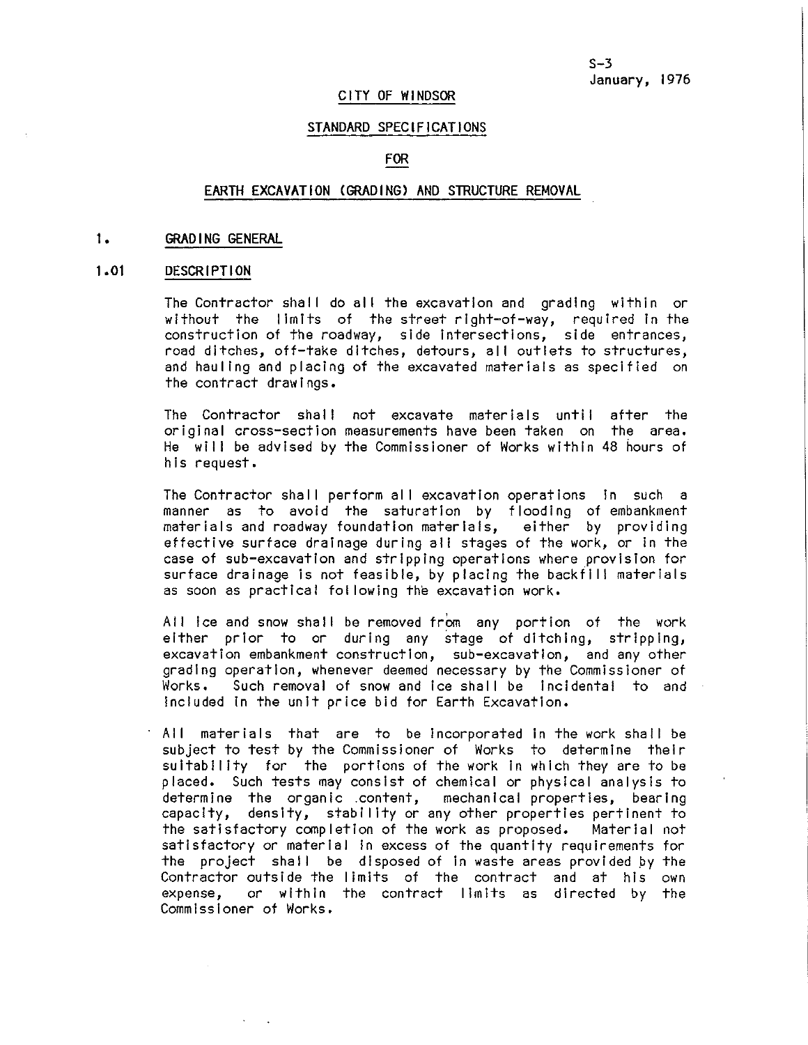S-3
January, 1976

# CITY OF WINDSOR

## STANDARD SPECIFICATIONS

## FOR

## EARTH EXCAVATION (GRADING) AND STRUCTURE REMOVAL

### 1. GRADING GENERAL

#### 1.01 DESCRIPTION

The Contractor shall do all the excavation and grading within or without the limits of the street right-of-way, required in the construction of the roadway, side intersections, side entrances, road ditches, off-take ditches, detours, all outlets to structures, and hauling and placing of the excavated materials as specified on the contract drawings.

The Contractor shall not excavate materials until after the original cross-section measurements have been taken on the area. He will be advised by the Commissioner of Works within 48 hours of his request.

The Contractor shall perform all excavation operations in such a manner as to avoid the saturation by flooding of embankment materials and roadway foundation materials, either by providing effective surface drainage during all stages of the work, or in the case of sub-excavation and stripping operations where provision for surface drainage is not feasible, by placing the backfill materials as soon as practical following the excavation work.

All ice and snow shall be removed from any portion of the work either prior to or during any stage of ditching, stripping, excavation embankment construction, sub-excavation, and any other grading operation, whenever deemed necessary by the Commissioner of Works. Such removal of snow and ice shall be incidental to and included in the unit price bid for Earth Excavation.

All materials that are to be incorporated in the work shall be subject to test by the Commissioner of Works to determine their suitability for the portions of the work in which they are to be placed. Such tests may consist of chemical or physical analysis to determine the organic content, mechanical properties, bearing capacity, density, stability or any other properties pertinent to the satisfactory completion of the work as proposed. Material not satisfactory or material in excess of the quantity requirements for the project shall be disposed of in waste areas provided by the Contractor outside the limits of the contract and at his own expense, or within the contract limits as directed by the Commissioner of Works.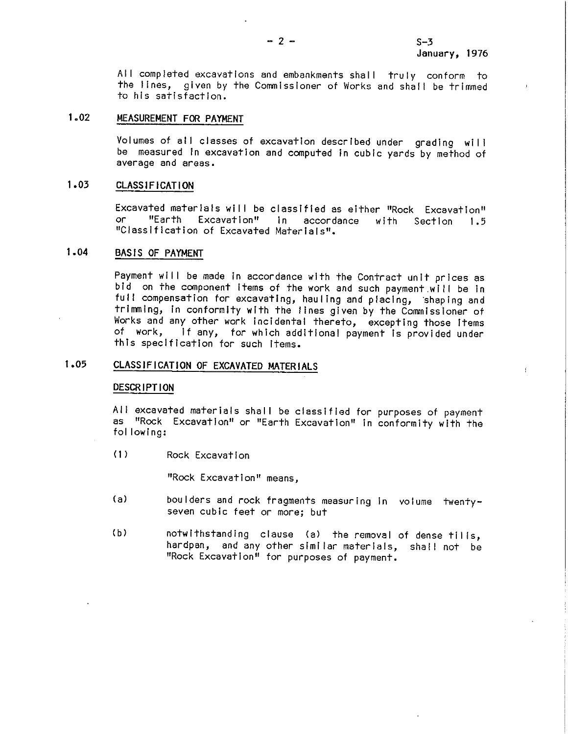All completed excavations and embankments shall truly conform to the lines, given by the Commissioner of Works and shall be trimmed to his satisfaction.

## 1.02 MEASUREMENT FOR PAYMENT

Volumes of all classes of excavation described under grading will be measured in excavation and computed in cubic yards by method of average and areas.

## 1.03 CLASSIFICATION

Excavated materials will be classified as either "Rock Excavation" or "Earth Excavation" in accordance with Section 1.5 "Classification of Excavated Materials".

## 1.04 BASIS OF PAYMENT

Payment will be made in accordance with the Contract unit prices as bid on the component items of the work and such payment will be in full compensation for excavating, hauling and placing, shaping and trimming, in conformity with the lines given by the Commissioner of Works and any other work incidental thereto, excepting those items of work, if any, for which additional payment is provided under this specification for such items.

## 1.05 CLASSIFICATION OF EXCAVATED MATERIALS

### DESCRIPTION

All excavated materials shall be classified for purposes of payment as "Rock Excavation" or "Earth Excavation" in conformity with the following:

(1) Rock Excavation

"Rock Excavation" means,

(a) boulders and rock fragments measuring in volume twenty-seven cubic feet or more; but

(b) notwithstanding clause (a) the removal of dense tills, hardpan, and any other similar materials, shall not be "Rock Excavation" for purposes of payment.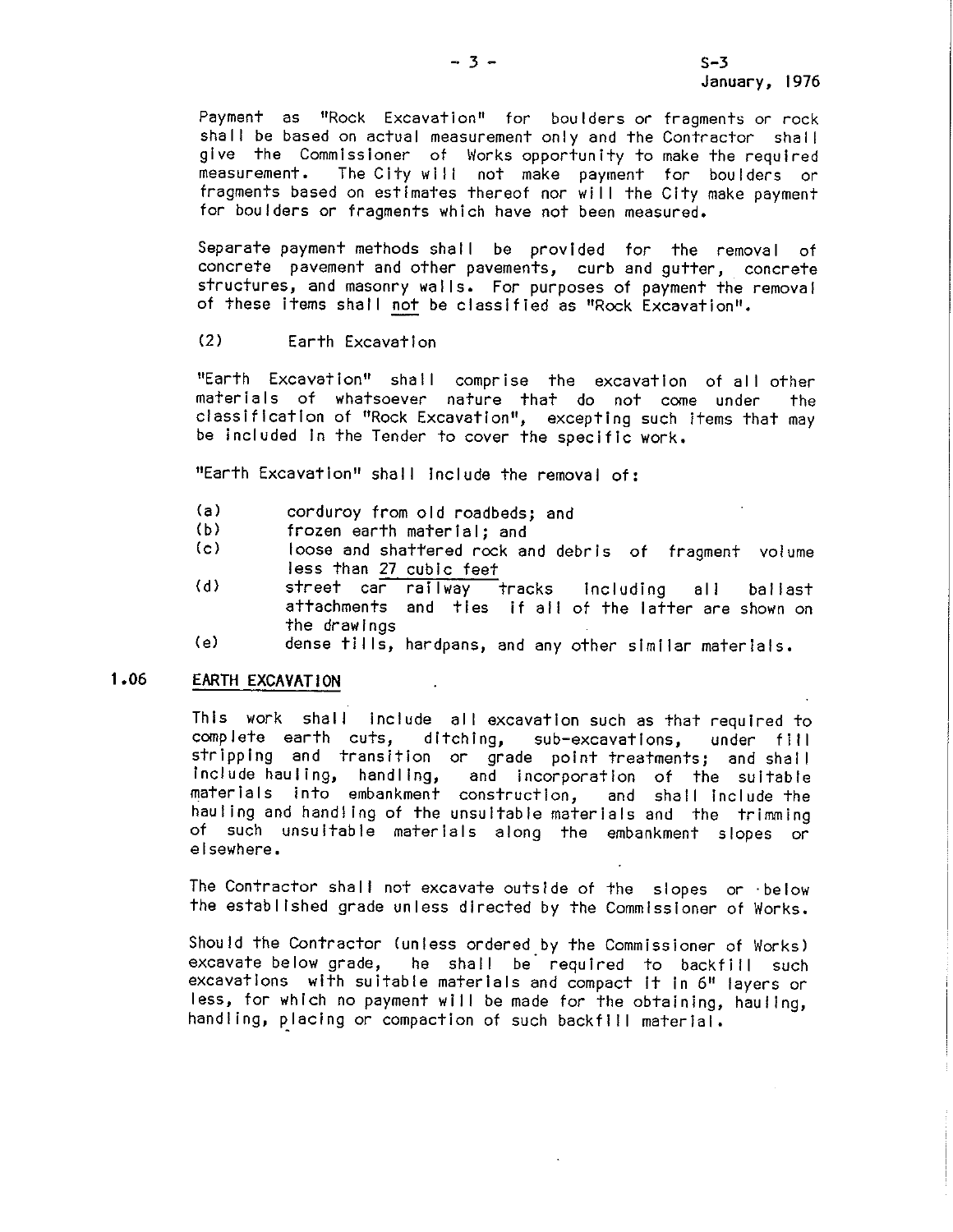Payment as "Rock Excavation" for boulders or fragments or rock shall be based on actual measurement only and the Contractor shall give the Commissioner of Works opportunity to make the required measurement. The City will not make payment for boulders or fragments based on estimates thereof nor will the City make payment for boulders or fragments which have not been measured.

Separate payment methods shall be provided for the removal of concrete pavement and other pavements, curb and gutter, concrete structures, and masonry walls. For purposes of payment the removal of these items shall <u>not</u> be classified as "Rock Excavation".

(2) Earth Excavation

"Earth Excavation" shall comprise the excavation of all other materials of whatsoever nature that do not come under the classification of "Rock Excavation", excepting such items that may be included in the Tender to cover the specific work.

"Earth Excavation" shall include the removal of:

(a) corduroy from old roadbeds; and
(b) frozen earth material; and
(c) loose and shattered rock and debris of fragment volume less than <u>27 cubic feet</u>
(d) street car railway tracks including all ballast attachments and ties if all of the latter are shown on the drawings
(e) dense tills, hardpans, and any other similar materials.

## 1.06 EARTH EXCAVATION

This work shall include all excavation such as that required to complete earth cuts, ditching, sub-excavations, under fill stripping and transition or grade point treatments; and shall include hauling, handling, and incorporation of the suitable materials into embankment construction, and shall include the hauling and handling of the unsuitable materials and the trimming of such unsuitable materials along the embankment slopes or elsewhere.

The Contractor shall not excavate outside of the slopes or below the established grade unless directed by the Commissioner of Works.

Should the Contractor (unless ordered by the Commissioner of Works) excavate below grade, he shall be required to backfill such excavations with suitable materials and compact it in 6" layers or less, for which no payment will be made for the obtaining, hauling, handling, placing or compaction of such backfill material.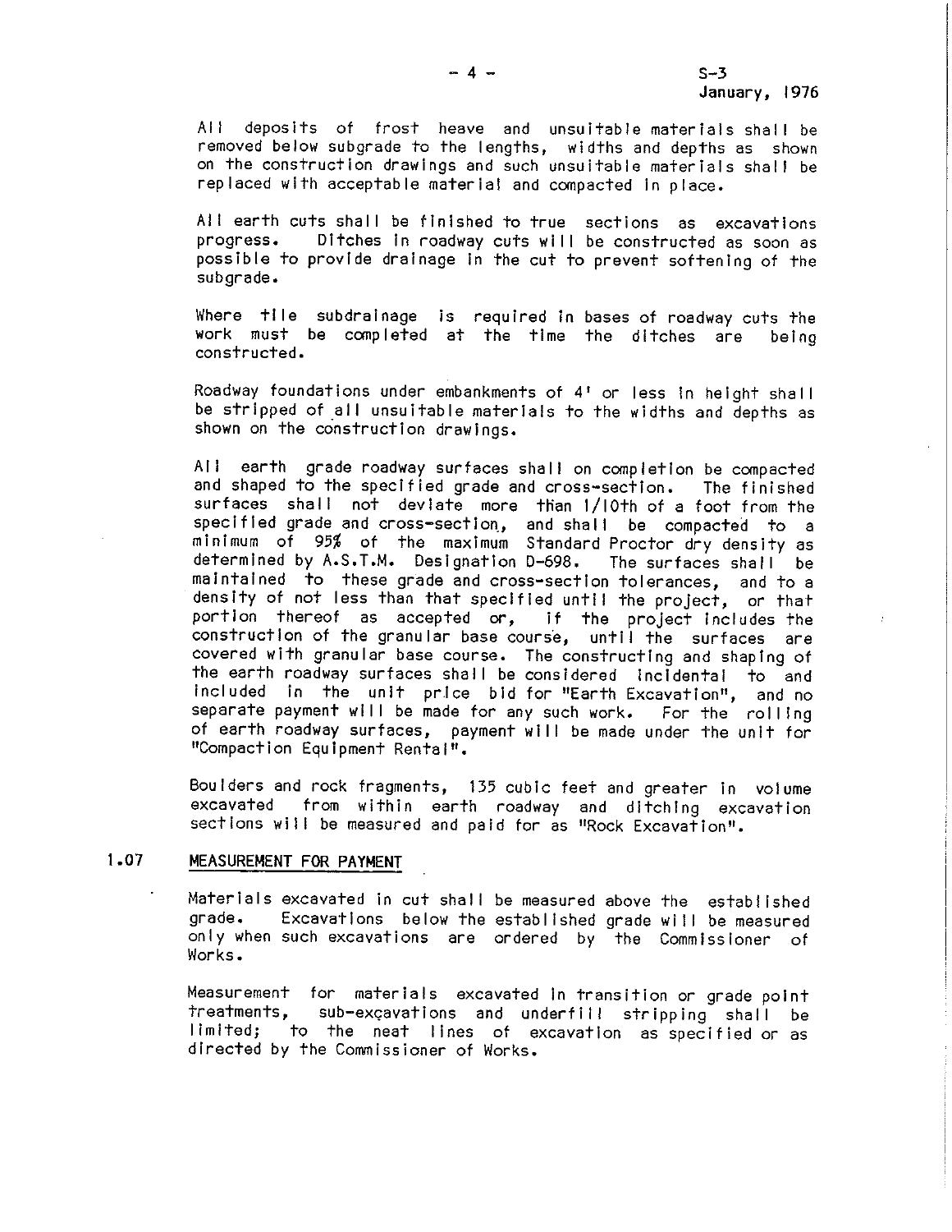All deposits of frost heave and unsuitable materials shall be removed below subgrade to the lengths, widths and depths as shown on the construction drawings and such unsuitable materials shall be replaced with acceptable material and compacted in place.

All earth cuts shall be finished to true sections as excavations progress. Ditches in roadway cuts will be constructed as soon as possible to provide drainage in the cut to prevent softening of the subgrade.

Where tile subdrainage is required in bases of roadway cuts the work must be completed at the time the ditches are being constructed.

Roadway foundations under embankments of 4' or less in height shall be stripped of all unsuitable materials to the widths and depths as shown on the construction drawings.

All earth grade roadway surfaces shall on completion be compacted and shaped to the specified grade and cross-section. The finished surfaces shall not deviate more than 1/10th of a foot from the specified grade and cross-section, and shall be compacted to a minimum of 95% of the maximum Standard Proctor dry density as determined by A.S.T.M. Designation D-698. The surfaces shall be maintained to these grade and cross-section tolerances, and to a density of not less than that specified until the project, or that portion thereof as accepted or, if the project includes the construction of the granular base course, until the surfaces are covered with granular base course. The constructing and shaping of the earth roadway surfaces shall be considered incidental to and included in the unit price bid for "Earth Excavation", and no separate payment will be made for any such work. For the rolling of earth roadway surfaces, payment will be made under the unit for "Compaction Equipment Rental".

Boulders and rock fragments, 135 cubic feet and greater in volume excavated from within earth roadway and ditching excavation sections will be measured and paid for as "Rock Excavation".

## 1.07 MEASUREMENT FOR PAYMENT

Materials excavated in cut shall be measured above the established grade. Excavations below the established grade will be measured only when such excavations are ordered by the Commissioner of Works.

Measurement for materials excavated in transition or grade point treatments, sub-excavations and underfill stripping shall be limited; to the neat lines of excavation as specified or as directed by the Commissioner of Works.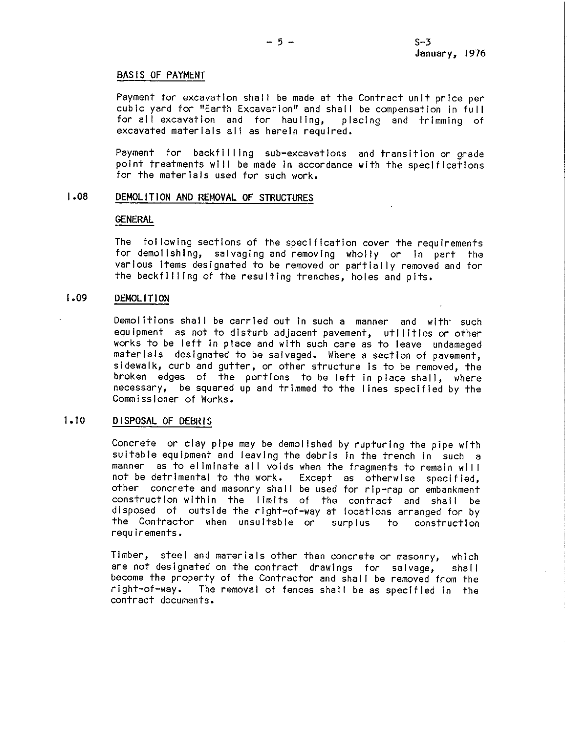BASIS OF PAYMENT

Payment for excavation shall be made at the Contract unit price per cubic yard for "Earth Excavation" and shall be compensation in full for all excavation and for hauling, placing and trimming of excavated materials all as herein required.

Payment for backfilling sub-excavations and transition or grade point treatments will be made in accordance with the specifications for the materials used for such work.

## 1.08 DEMOLITION AND REMOVAL OF STRUCTURES

GENERAL

The following sections of the specification cover the requirements for demolishing, salvaging and removing wholly or in part the various items designated to be removed or partially removed and for the backfilling of the resulting trenches, holes and pits.

## 1.09 DEMOLITION

Demolitions shall be carried out in such a manner and with such equipment as not to disturb adjacent pavement, utilities or other works to be left in place and with such care as to leave undamaged materials designated to be salvaged. Where a section of pavement, sidewalk, curb and gutter, or other structure is to be removed, the broken edges of the portions to be left in place shall, where necessary, be squared up and trimmed to the lines specified by the Commissioner of Works.

## 1.10 DISPOSAL OF DEBRIS

Concrete or clay pipe may be demolished by rupturing the pipe with suitable equipment and leaving the debris in the trench in such a manner as to eliminate all voids when the fragments to remain will not be detrimental to the work. Except as otherwise specified, other concrete and masonry shall be used for rip-rap or embankment construction within the limits of the contract and shall be disposed of outside the right-of-way at locations arranged for by the Contractor when unsuitable or surplus to construction requirements.

Timber, steel and materials other than concrete or masonry, which are not designated on the contract drawings for salvage, shall become the property of the Contractor and shall be removed from the right-of-way. The removal of fences shall be as specified in the contract documents.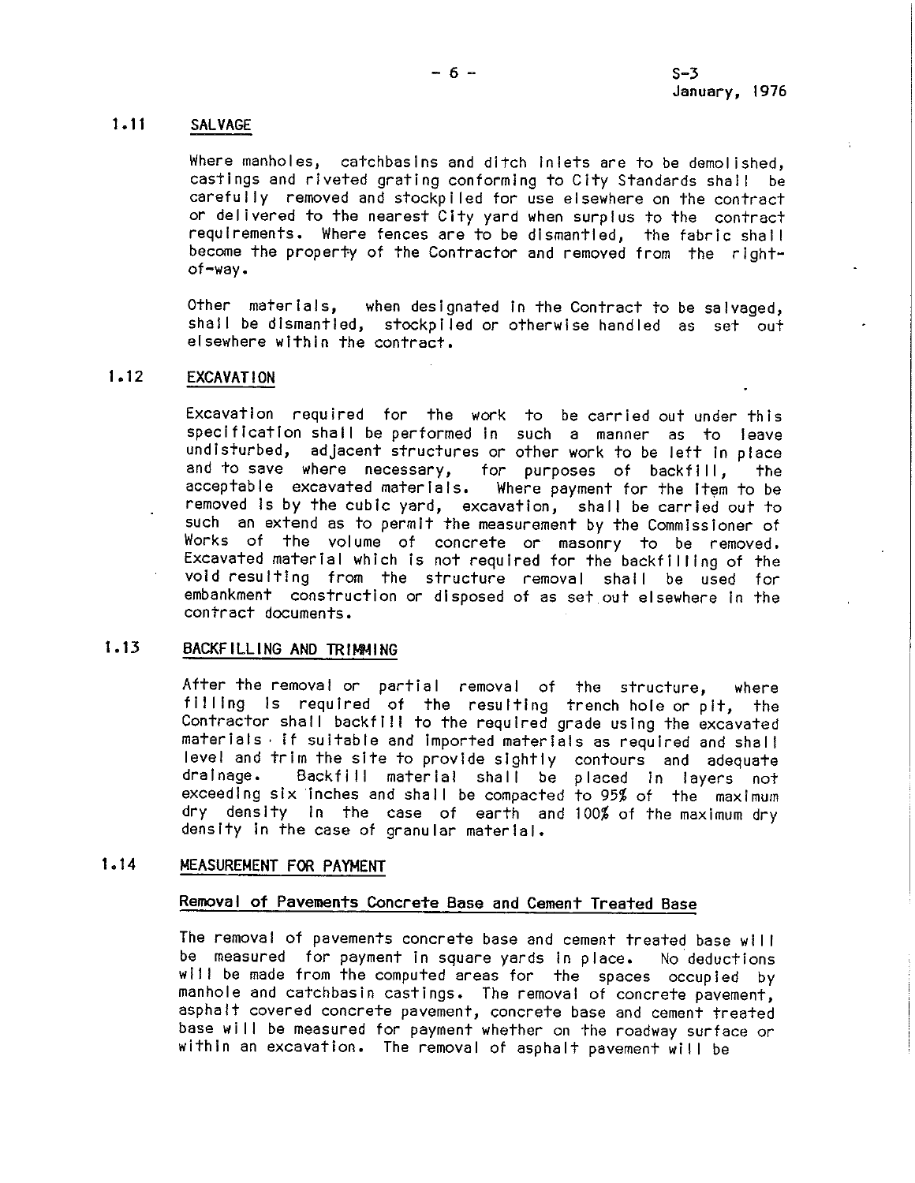### 1.11 SALVAGE

Where manholes, catchbasins and ditch inlets are to be demolished, castings and riveted grating conforming to City Standards shall be carefully removed and stockpiled for use elsewhere on the contract or delivered to the nearest City yard when surplus to the contract requirements. Where fences are to be dismantled, the fabric shall become the property of the Contractor and removed from the right-of-way.

Other materials, when designated in the Contract to be salvaged, shall be dismantled, stockpiled or otherwise handled as set out elsewhere within the contract.

### 1.12 EXCAVATION

Excavation required for the work to be carried out under this specification shall be performed in such a manner as to leave undisturbed, adjacent structures or other work to be left in place and to save where necessary, for purposes of backfill, the acceptable excavated materials. Where payment for the item to be removed is by the cubic yard, excavation, shall be carried out to such an extend as to permit the measurement by the Commissioner of Works of the volume of concrete or masonry to be removed. Excavated material which is not required for the backfilling of the void resulting from the structure removal shall be used for embankment construction or disposed of as set out elsewhere in the contract documents.

### 1.13 BACKFILLING AND TRIMMING

After the removal or partial removal of the structure, where filling is required of the resulting trench hole or pit, the Contractor shall backfill to the required grade using the excavated materials if suitable and imported materials as required and shall level and trim the site to provide sightly contours and adequate drainage. Backfill material shall be placed in layers not exceeding six inches and shall be compacted to 95% of the maximum dry density in the case of earth and 100% of the maximum dry density in the case of granular material.

### 1.14 MEASUREMENT FOR PAYMENT

#### Removal of Pavements Concrete Base and Cement Treated Base

The removal of pavements concrete base and cement treated base will be measured for payment in square yards in place. No deductions will be made from the computed areas for the spaces occupied by manhole and catchbasin castings. The removal of concrete pavement, asphalt covered concrete pavement, concrete base and cement treated base will be measured for payment whether on the roadway surface or within an excavation. The removal of asphalt pavement will be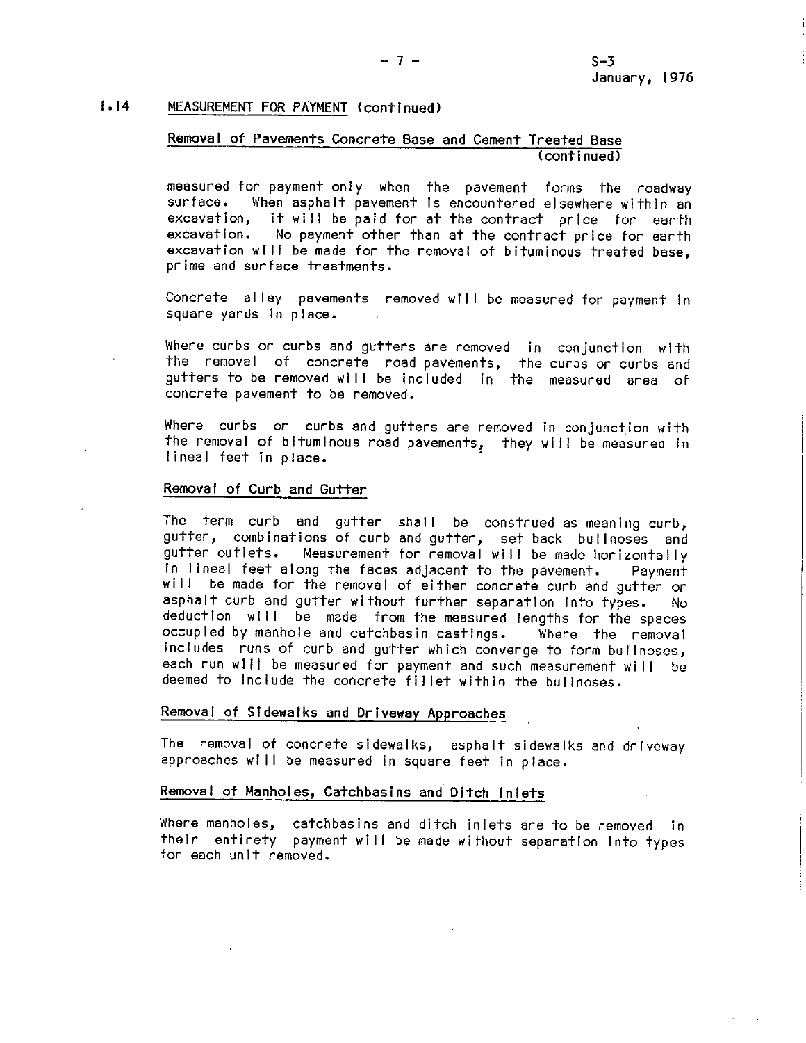## 1.14 MEASUREMENT FOR PAYMENT (continued)

### Removal of Pavements Concrete Base and Cement Treated Base (continued)

measured for payment only when the pavement forms the roadway surface. When asphalt pavement is encountered elsewhere within an excavation, it will be paid for at the contract price for earth excavation. No payment other than at the contract price for earth excavation will be made for the removal of bituminous treated base, prime and surface treatments.

Concrete alley pavements removed will be measured for payment in square yards in place.

Where curbs or curbs and gutters are removed in conjunction with the removal of concrete road pavements, the curbs or curbs and gutters to be removed will be included in the measured area of concrete pavement to be removed.

Where curbs or curbs and gutters are removed in conjunction with the removal of bituminous road pavements, they will be measured in lineal feet in place.

### Removal of Curb and Gutter

The term curb and gutter shall be construed as meaning curb, gutter, combinations of curb and gutter, set back bullnoses and gutter outlets. Measurement for removal will be made horizontally in lineal feet along the faces adjacent to the pavement. Payment will be made for the removal of either concrete curb and gutter or asphalt curb and gutter without further separation into types. No deduction will be made from the measured lengths for the spaces occupied by manhole and catchbasin castings. Where the removal includes runs of curb and gutter which converge to form bullnoses, each run will be measured for payment and such measurement will be deemed to include the concrete fillet within the bullnoses.

### Removal of Sidewalks and Driveway Approaches

The removal of concrete sidewalks, asphalt sidewalks and driveway approaches will be measured in square feet in place.

### Removal of Manholes, Catchbasins and Ditch Inlets

Where manholes, catchbasins and ditch inlets are to be removed in their entirety payment will be made without separation into types for each unit removed.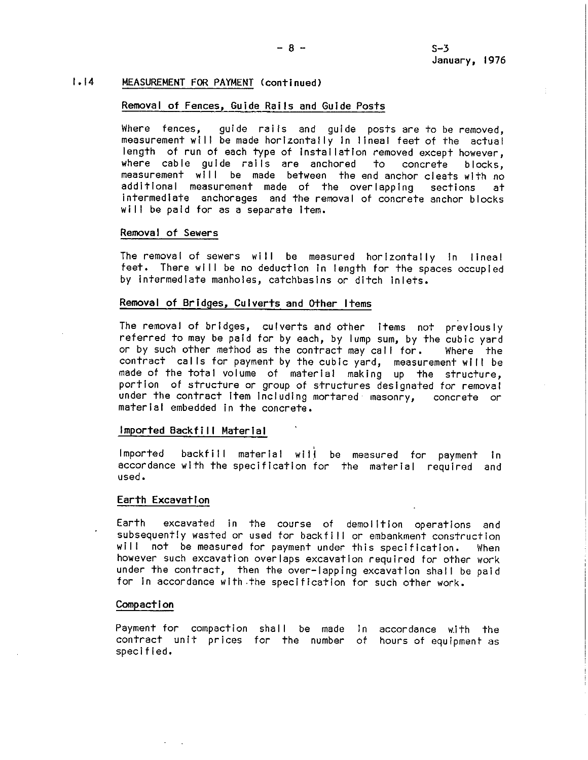## 1.14 MEASUREMENT FOR PAYMENT (continued)

### Removal of Fences, Guide Rails and Guide Posts

Where fences, guide rails and guide posts are to be removed, measurement will be made horizontally in lineal feet of the actual length of run of each type of installation removed except however, where cable guide rails are anchored to concrete blocks, measurement will be made between the end anchor cleats with no additional measurement made of the overlapping sections at intermediate anchorages and the removal of concrete anchor blocks will be paid for as a separate item.

### Removal of Sewers

The removal of sewers will be measured horizontally in lineal feet. There will be no deduction in length for the spaces occupied by intermediate manholes, catchbasins or ditch inlets.

### Removal of Bridges, Culverts and Other Items

The removal of bridges, culverts and other items not previously referred to may be paid for by each, by lump sum, by the cubic yard or by such other method as the contract may call for. Where the contract calls for payment by the cubic yard, measurement will be made of the total volume of material making up the structure, portion of structure or group of structures designated for removal under the contract item including mortared masonry, concrete or material embedded in the concrete.

### Imported Backfill Material

Imported backfill material will be measured for payment in accordance with the specification for the material required and used.

### Earth Excavation

Earth excavated in the course of demolition operations and subsequently wasted or used for backfill or embankment construction will not be measured for payment under this specification. When however such excavation overlaps excavation required for other work under the contract, then the over-lapping excavation shall be paid for in accordance with the specification for such other work.

### Compaction

Payment for compaction shall be made in accordance with the contract unit prices for the number of hours of equipment as specified.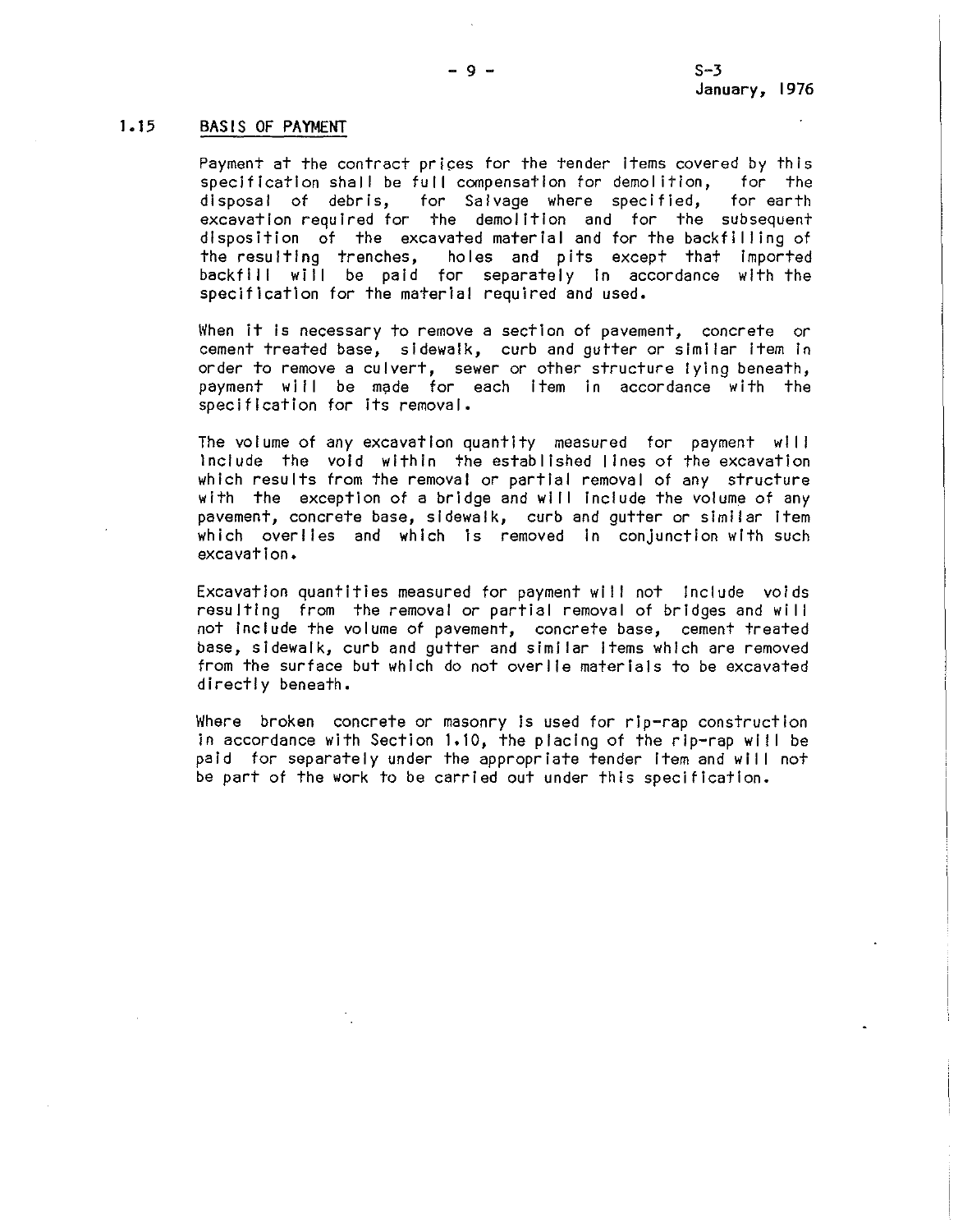## 1.15 BASIS OF PAYMENT

Payment at the contract prices for the tender items covered by this specification shall be full compensation for demolition, for the disposal of debris, for Salvage where specified, for earth excavation required for the demolition and for the subsequent disposition of the excavated material and for the backfilling of the resulting trenches, holes and pits except that imported backfill will be paid for separately in accordance with the specification for the material required and used.

When it is necessary to remove a section of pavement, concrete or cement treated base, sidewalk, curb and gutter or similar item in order to remove a culvert, sewer or other structure lying beneath, payment will be made for each item in accordance with the specification for its removal.

The volume of any excavation quantity measured for payment will include the void within the established lines of the excavation which results from the removal or partial removal of any structure with the exception of a bridge and will include the volume of any pavement, concrete base, sidewalk, curb and gutter or similar item which overlies and which is removed in conjunction with such excavation.

Excavation quantities measured for payment will not include voids resulting from the removal or partial removal of bridges and will not include the volume of pavement, concrete base, cement treated base, sidewalk, curb and gutter and similar items which are removed from the surface but which do not overlie materials to be excavated directly beneath.

Where broken concrete or masonry is used for rip-rap construction in accordance with Section 1.10, the placing of the rip-rap will be paid for separately under the appropriate tender item and will not be part of the work to be carried out under this specification.